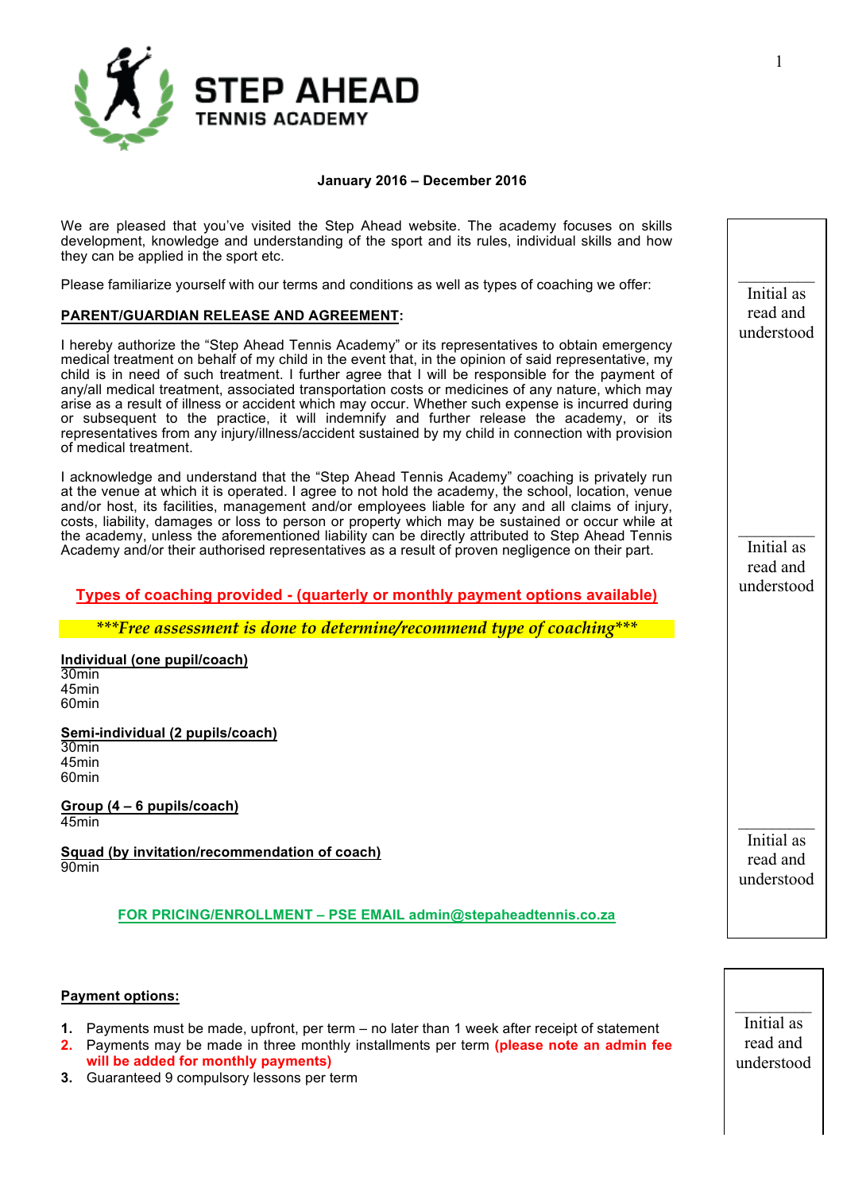# STEP AHEAD
## TENNIS ACADEMY

**January 2016 – December 2016**

We are pleased that you've visited the Step Ahead website. The academy focuses on skills development, knowledge and understanding of the sport and its rules, individual skills and how they can be applied in the sport etc.

Please familiarize yourself with our terms and conditions as well as types of coaching we offer:

Initial as read and understood

**PARENT/GUARDIAN RELEASE AND AGREEMENT:**

I hereby authorize the "Step Ahead Tennis Academy" or its representatives to obtain emergency medical treatment on behalf of my child in the event that, in the opinion of said representative, my child is in need of such treatment. I further agree that I will be responsible for the payment of any/all medical treatment, associated transportation costs or medicines of any nature, which may arise as a result of illness or accident which may occur. Whether such expense is incurred during or subsequent to the practice, it will indemnify and further release the academy, or its representatives from any injury/illness/accident sustained by my child in connection with provision of medical treatment.

Initial as read and understood

I acknowledge and understand that the "Step Ahead Tennis Academy" coaching is privately run at the venue at which it is operated. I agree to not hold the academy, the school, location, venue and/or host, its facilities, management and/or employees liable for any and all claims of injury, costs, liability, damages or loss to person or property which may be sustained or occur while at the academy, unless the aforementioned liability can be directly attributed to Step Ahead Tennis Academy and/or their authorised representatives as a result of proven negligence on their part.

**Types of coaching provided - (quarterly or monthly payment options available)**

***\*\*\*Free assessment is done to determine/recommend type of coaching\*\*\****

**Individual (one pupil/coach)**
30min
45min
60min

**Semi-individual (2 pupils/coach)**
30min
45min
60min

**Group (4 – 6 pupils/coach)**
45min

**Squad (by invitation/recommendation of coach)**
90min

Initial as read and understood

**FOR PRICING/ENROLLMENT – PSE EMAIL admin@stepaheadtennis.co.za**

**Payment options:**

1. Payments must be made, upfront, per term – no later than 1 week after receipt of statement
2. Payments may be made in three monthly installments per term **(please note an admin fee will be added for monthly payments)**
3. Guaranteed 9 compulsory lessons per term

Initial as read and understood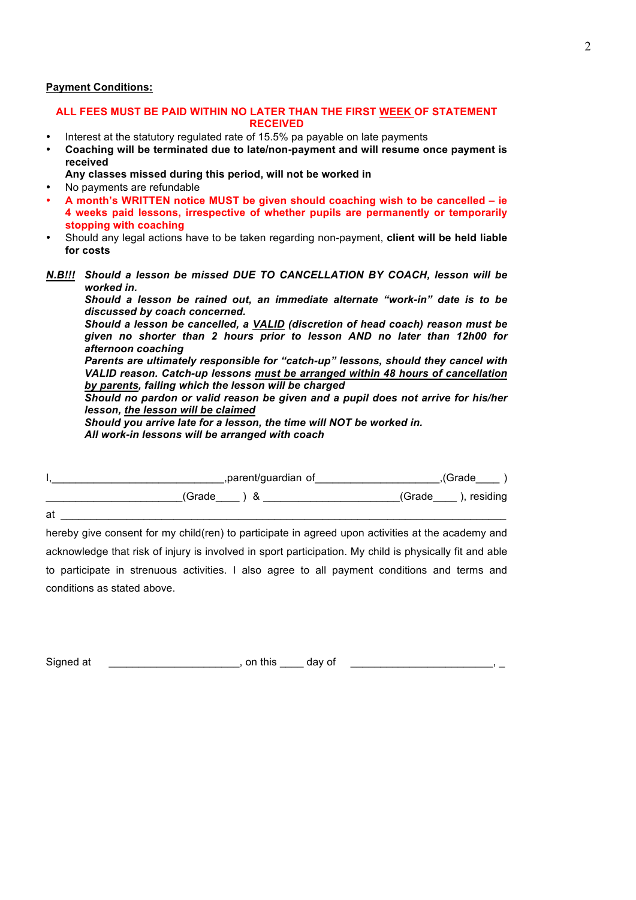**Payment Conditions:**

**ALL FEES MUST BE PAID WITHIN NO LATER THAN THE FIRST WEEK OF STATEMENT RECEIVED**

- Interest at the statutory regulated rate of 15.5% pa payable on late payments
- **Coaching will be terminated due to late/non-payment and will resume once payment is received**
  **Any classes missed during this period, will not be worked in**
- No payments are refundable
- **A month's WRITTEN notice MUST be given should coaching wish to be cancelled – ie 4 weeks paid lessons, irrespective of whether pupils are permanently or temporarily stopping with coaching**
- Should any legal actions have to be taken regarding non-payment, **client will be held liable for costs**

***N.B!!!*** ***Should a lesson be missed DUE TO CANCELLATION BY COACH, lesson will be worked in.***
***Should a lesson be rained out, an immediate alternate "work-in" date is to be discussed by coach concerned.***
***Should a lesson be cancelled, a VALID (discretion of head coach) reason must be given no shorter than 2 hours prior to lesson AND no later than 12h00 for afternoon coaching***
***Parents are ultimately responsible for "catch-up" lessons, should they cancel with VALID reason. Catch-up lessons must be arranged within 48 hours of cancellation by parents, failing which the lesson will be charged***
***Should no pardon or valid reason be given and a pupil does not arrive for his/her lesson, the lesson will be claimed***
***Should you arrive late for a lesson, the time will NOT be worked in.***
***All work-in lessons will be arranged with coach***

I,_____________________________,parent/guardian of_____________________,(Grade____ )
_______________________(Grade____ ) & _______________________(Grade____ ), residing
at ____________________________________________________________________________
hereby give consent for my child(ren) to participate in agreed upon activities at the academy and acknowledge that risk of injury is involved in sport participation. My child is physically fit and able to participate in strenuous activities. I also agree to all payment conditions and terms and conditions as stated above.

Signed at _______________________, on this ____ day of _________________________, _